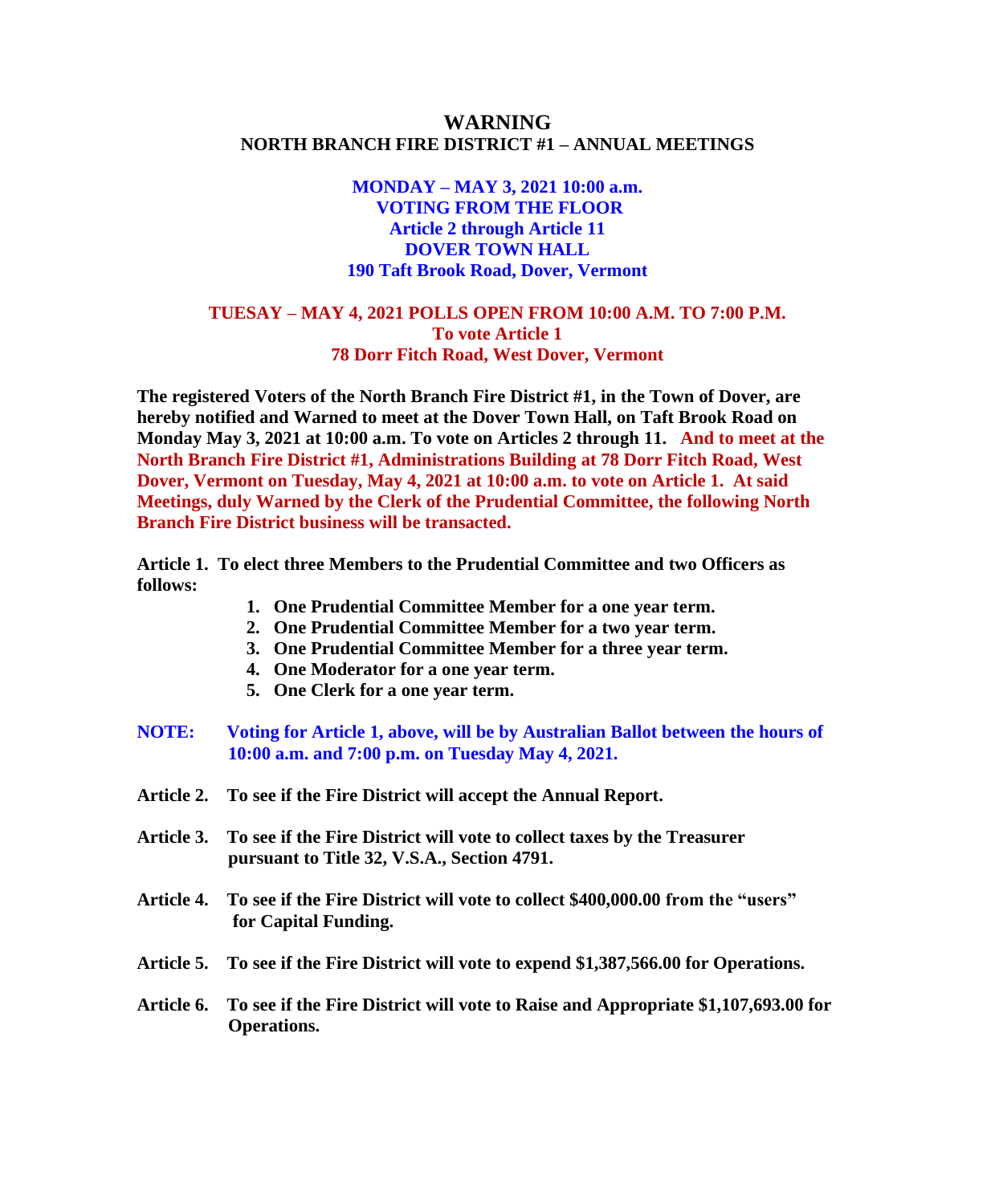# WARNING

## NORTH BRANCH FIRE DISTRICT #1 – ANNUAL MEETINGS

**MONDAY – MAY 3, 2021 10:00 a.m.**
**VOTING FROM THE FLOOR**
**Article 2 through Article 11**
**DOVER TOWN HALL**
**190 Taft Brook Road, Dover, Vermont**

**TUESAY – MAY 4, 2021 POLLS OPEN FROM 10:00 A.M. TO 7:00 P.M.**
**To vote Article 1**
**78 Dorr Fitch Road, West Dover, Vermont**

**The registered Voters of the North Branch Fire District #1, in the Town of Dover, are hereby notified and Warned to meet at the Dover Town Hall, on Taft Brook Road on Monday May 3, 2021 at 10:00 a.m. To vote on Articles 2 through 11. And to meet at the North Branch Fire District #1, Administrations Building at 78 Dorr Fitch Road, West Dover, Vermont on Tuesday, May 4, 2021 at 10:00 a.m. to vote on Article 1. At said Meetings, duly Warned by the Clerk of the Prudential Committee, the following North Branch Fire District business will be transacted.**

**Article 1. To elect three Members to the Prudential Committee and two Officers as follows:**

1. **One Prudential Committee Member for a one year term.**
2. **One Prudential Committee Member for a two year term.**
3. **One Prudential Committee Member for a three year term.**
4. **One Moderator for a one year term.**
5. **One Clerk for a one year term.**

**NOTE: Voting for Article 1, above, will be by Australian Ballot between the hours of 10:00 a.m. and 7:00 p.m. on Tuesday May 4, 2021.**

**Article 2. To see if the Fire District will accept the Annual Report.**

**Article 3. To see if the Fire District will vote to collect taxes by the Treasurer pursuant to Title 32, V.S.A., Section 4791.**

**Article 4. To see if the Fire District will vote to collect $400,000.00 from the "users" for Capital Funding.**

**Article 5. To see if the Fire District will vote to expend $1,387,566.00 for Operations.**

**Article 6. To see if the Fire District will vote to Raise and Appropriate $1,107,693.00 for Operations.**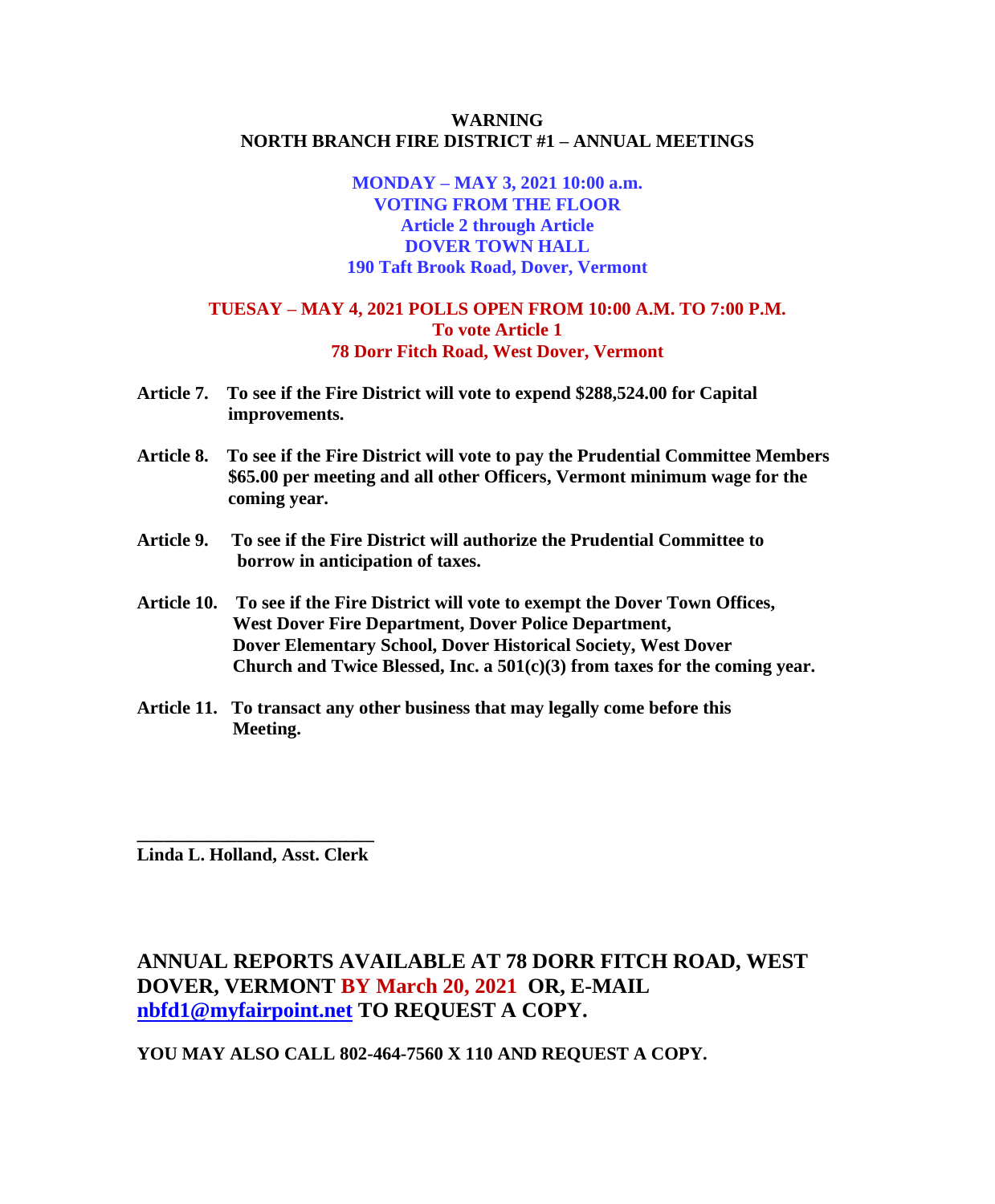**WARNING**
**NORTH BRANCH FIRE DISTRICT #1 – ANNUAL MEETINGS**

**MONDAY – MAY 3, 2021 10:00 a.m.**
**VOTING FROM THE FLOOR**
**Article 2 through Article**
**DOVER TOWN HALL**
**190 Taft Brook Road, Dover, Vermont**

**TUESAY – MAY 4, 2021 POLLS OPEN FROM 10:00 A.M. TO 7:00 P.M.**
**To vote Article 1**
**78 Dorr Fitch Road, West Dover, Vermont**

**Article 7.** **To see if the Fire District will vote to expend $288,524.00 for Capital improvements.**

**Article 8.** **To see if the Fire District will vote to pay the Prudential Committee Members $65.00 per meeting and all other Officers, Vermont minimum wage for the coming year.**

**Article 9.** **To see if the Fire District will authorize the Prudential Committee to borrow in anticipation of taxes.**

**Article 10.** **To see if the Fire District will vote to exempt the Dover Town Offices, West Dover Fire Department, Dover Police Department, Dover Elementary School, Dover Historical Society, West Dover Church and Twice Blessed, Inc. a 501(c)(3) from taxes for the coming year.**

**Article 11.** **To transact any other business that may legally come before this Meeting.**

\_\_\_\_\_\_\_\_\_\_\_\_\_\_\_\_\_\_\_\_\_\_\_\_\_\_
**Linda L. Holland, Asst. Clerk**

## ANNUAL REPORTS AVAILABLE AT 78 DORR FITCH ROAD, WEST DOVER, VERMONT BY March 20, 2021 OR, E-MAIL nbfd1@myfairpoint.net TO REQUEST A COPY.

**YOU MAY ALSO CALL 802-464-7560 X 110 AND REQUEST A COPY.**